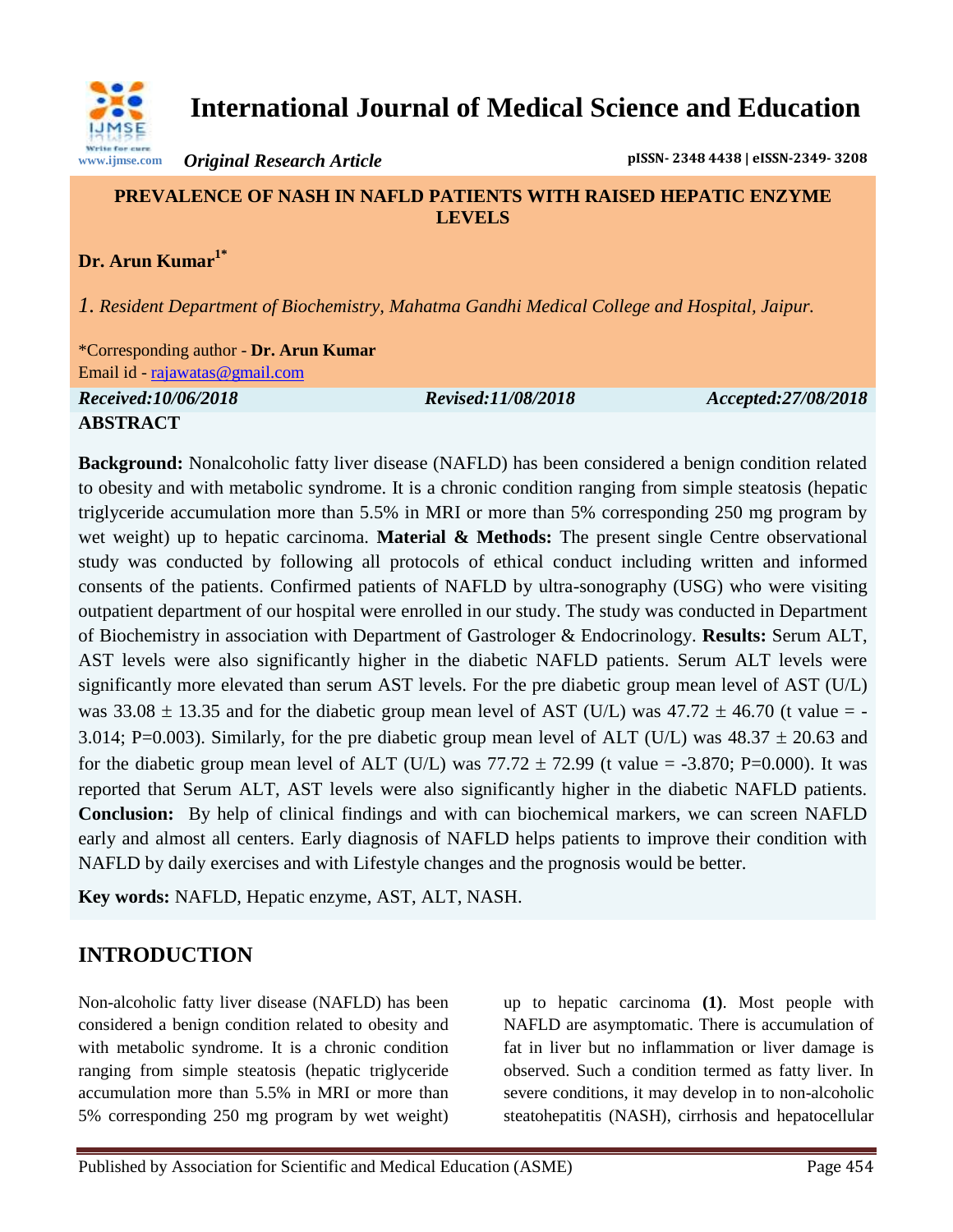# International Journal of Medical Science and Education

*Original Research Article*

pISSN- 2348 4438 | eISSN-2349- 3208

## PREVALENCE OF NASH IN NAFLD PATIENTS WITH RAISED HEPATIC ENZYME LEVELS

**Dr. Arun Kumar**[1*]

*1. Resident Department of Biochemistry, Mahatma Gandhi Medical College and Hospital, Jaipur.*

*Corresponding author - **Dr. Arun Kumar**
Email id - rajawatas@gmail.com

***Received:10/06/2018*** ***Revised:11/08/2018*** ***Accepted:27/08/2018***

## ABSTRACT

**Background:** Nonalcoholic fatty liver disease (NAFLD) has been considered a benign condition related to obesity and with metabolic syndrome. It is a chronic condition ranging from simple steatosis (hepatic triglyceride accumulation more than 5.5% in MRI or more than 5% corresponding 250 mg program by wet weight) up to hepatic carcinoma. **Material & Methods:** The present single Centre observational study was conducted by following all protocols of ethical conduct including written and informed consents of the patients. Confirmed patients of NAFLD by ultra-sonography (USG) who were visiting outpatient department of our hospital were enrolled in our study. The study was conducted in Department of Biochemistry in association with Department of Gastrologer & Endocrinology. **Results:** Serum ALT, AST levels were also significantly higher in the diabetic NAFLD patients. Serum ALT levels were significantly more elevated than serum AST levels. For the pre diabetic group mean level of AST (U/L) was $33.08 \pm 13.35$ and for the diabetic group mean level of AST (U/L) was $47.72 \pm 46.70$ (t value = -3.014; P=0.003). Similarly, for the pre diabetic group mean level of ALT (U/L) was $48.37 \pm 20.63$ and for the diabetic group mean level of ALT (U/L) was $77.72 \pm 72.99$ (t value = -3.870; P=0.000). It was reported that Serum ALT, AST levels were also significantly higher in the diabetic NAFLD patients. **Conclusion:** By help of clinical findings and with can biochemical markers, we can screen NAFLD early and almost all centers. Early diagnosis of NAFLD helps patients to improve their condition with NAFLD by daily exercises and with Lifestyle changes and the prognosis would be better.

**Key words:** NAFLD, Hepatic enzyme, AST, ALT, NASH.

## INTRODUCTION

Non-alcoholic fatty liver disease (NAFLD) has been considered a benign condition related to obesity and with metabolic syndrome. It is a chronic condition ranging from simple steatosis (hepatic triglyceride accumulation more than 5.5% in MRI or more than 5% corresponding 250 mg program by wet weight) up to hepatic carcinoma **(1)**. Most people with NAFLD are asymptomatic. There is accumulation of fat in liver but no inflammation or liver damage is observed. Such a condition termed as fatty liver. In severe conditions, it may develop in to non-alcoholic steatohepatitis (NASH), cirrhosis and hepatocellular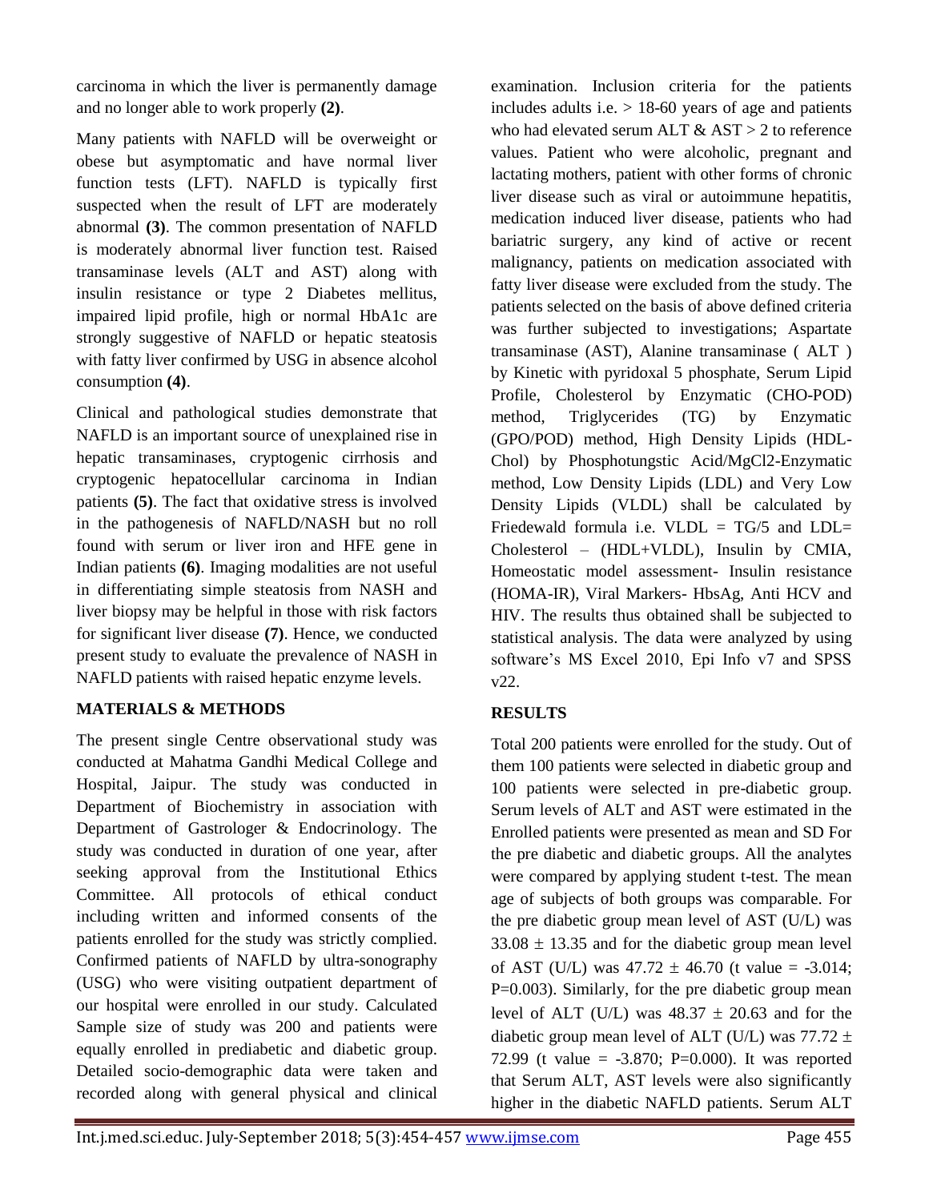carcinoma in which the liver is permanently damage and no longer able to work properly **(2)**.

Many patients with NAFLD will be overweight or obese but asymptomatic and have normal liver function tests (LFT). NAFLD is typically first suspected when the result of LFT are moderately abnormal **(3)**. The common presentation of NAFLD is moderately abnormal liver function test. Raised transaminase levels (ALT and AST) along with insulin resistance or type 2 Diabetes mellitus, impaired lipid profile, high or normal HbA1c are strongly suggestive of NAFLD or hepatic steatosis with fatty liver confirmed by USG in absence alcohol consumption **(4)**.

Clinical and pathological studies demonstrate that NAFLD is an important source of unexplained rise in hepatic transaminases, cryptogenic cirrhosis and cryptogenic hepatocellular carcinoma in Indian patients **(5)**. The fact that oxidative stress is involved in the pathogenesis of NAFLD/NASH but no roll found with serum or liver iron and HFE gene in Indian patients **(6)**. Imaging modalities are not useful in differentiating simple steatosis from NASH and liver biopsy may be helpful in those with risk factors for significant liver disease **(7)**. Hence, we conducted present study to evaluate the prevalence of NASH in NAFLD patients with raised hepatic enzyme levels.

## MATERIALS & METHODS

The present single Centre observational study was conducted at Mahatma Gandhi Medical College and Hospital, Jaipur. The study was conducted in Department of Biochemistry in association with Department of Gastrologer & Endocrinology. The study was conducted in duration of one year, after seeking approval from the Institutional Ethics Committee. All protocols of ethical conduct including written and informed consents of the patients enrolled for the study was strictly complied. Confirmed patients of NAFLD by ultra-sonography (USG) who were visiting outpatient department of our hospital were enrolled in our study. Calculated Sample size of study was 200 and patients were equally enrolled in prediabetic and diabetic group. Detailed socio-demographic data were taken and recorded along with general physical and clinical examination. Inclusion criteria for the patients includes adults i.e. > 18-60 years of age and patients who had elevated serum ALT & AST > 2 to reference values. Patient who were alcoholic, pregnant and lactating mothers, patient with other forms of chronic liver disease such as viral or autoimmune hepatitis, medication induced liver disease, patients who had bariatric surgery, any kind of active or recent malignancy, patients on medication associated with fatty liver disease were excluded from the study. The patients selected on the basis of above defined criteria was further subjected to investigations; Aspartate transaminase (AST), Alanine transaminase ( ALT ) by Kinetic with pyridoxal 5 phosphate, Serum Lipid Profile, Cholesterol by Enzymatic (CHO-POD) method, Triglycerides (TG) by Enzymatic (GPO/POD) method, High Density Lipids (HDL-Chol) by Phosphotungstic Acid/MgCl2-Enzymatic method, Low Density Lipids (LDL) and Very Low Density Lipids (VLDL) shall be calculated by Friedewald formula i.e. VLDL = TG/5 and LDL= Cholesterol – (HDL+VLDL), Insulin by CMIA, Homeostatic model assessment- Insulin resistance (HOMA-IR), Viral Markers- HbsAg, Anti HCV and HIV. The results thus obtained shall be subjected to statistical analysis. The data were analyzed by using software's MS Excel 2010, Epi Info v7 and SPSS v22.

## RESULTS

Total 200 patients were enrolled for the study. Out of them 100 patients were selected in diabetic group and 100 patients were selected in pre-diabetic group. Serum levels of ALT and AST were estimated in the Enrolled patients were presented as mean and SD For the pre diabetic and diabetic groups. All the analytes were compared by applying student t-test. The mean age of subjects of both groups was comparable. For the pre diabetic group mean level of AST (U/L) was $33.08 \pm 13.35$ and for the diabetic group mean level of AST (U/L) was $47.72 \pm 46.70$ (t value = -3.014; P=0.003). Similarly, for the pre diabetic group mean level of ALT (U/L) was $48.37 \pm 20.63$ and for the diabetic group mean level of ALT (U/L) was $77.72 \pm 72.99$ (t value = -3.870; P=0.000). It was reported that Serum ALT, AST levels were also significantly higher in the diabetic NAFLD patients. Serum ALT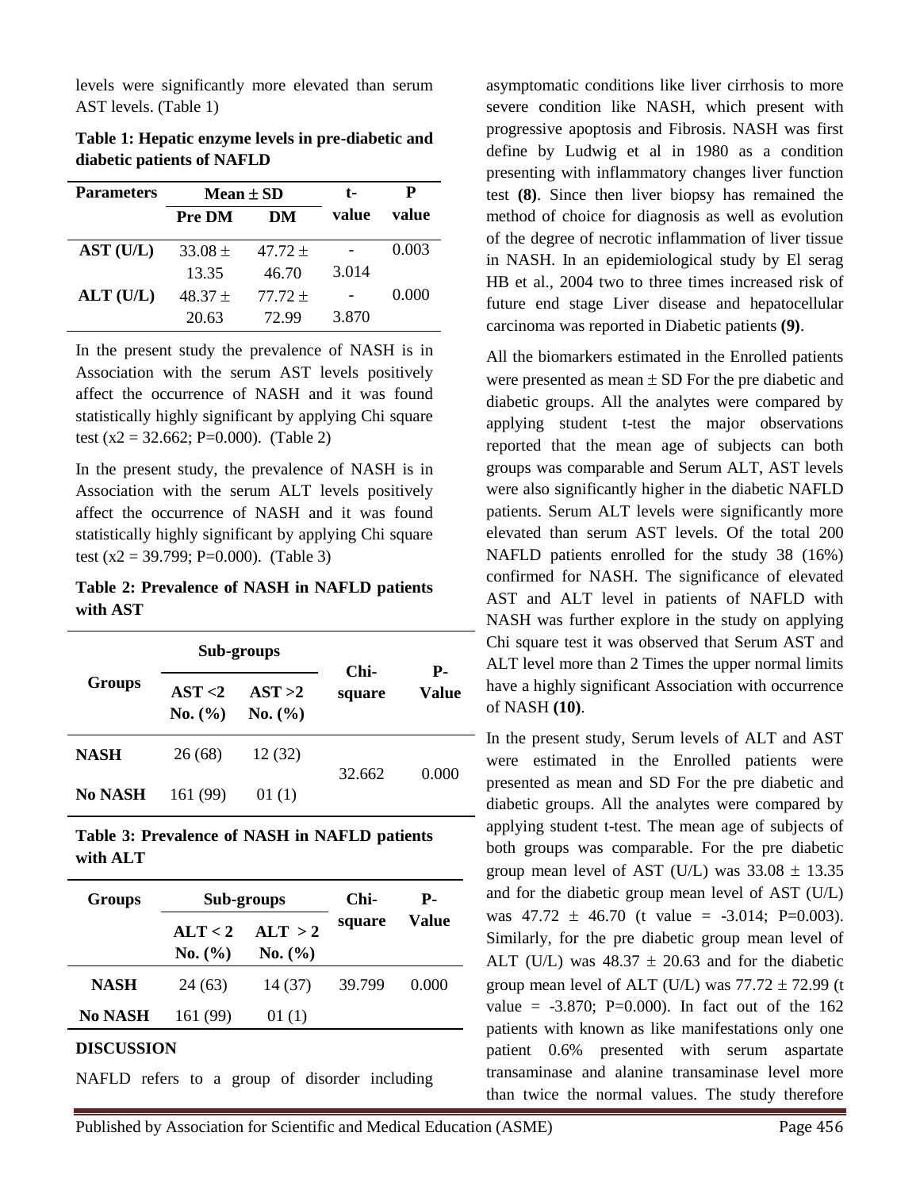levels were significantly more elevated than serum AST levels. (Table 1)

**Table 1: Hepatic enzyme levels in pre-diabetic and diabetic patients of NAFLD**

| Parameters | Mean ± SD | | t-value | P value |
|---|---|---|---|---|
| | Pre DM | DM | | |
| AST (U/L) | 33.08 ± 13.35 | 47.72 ± 46.70 | -3.014 | 0.003 |
| ALT (U/L) | 48.37 ± 20.63 | 77.72 ± 72.99 | -3.870 | 0.000 |

In the present study the prevalence of NASH is in Association with the serum AST levels positively affect the occurrence of NASH and it was found statistically highly significant by applying Chi square test ($x2 = 32.662$; P=0.000). (Table 2)

In the present study, the prevalence of NASH is in Association with the serum ALT levels positively affect the occurrence of NASH and it was found statistically highly significant by applying Chi square test ($x2 = 39.799$; P=0.000). (Table 3)

**Table 2: Prevalence of NASH in NAFLD patients with AST**

| Groups | Sub-groups | | Chi-square | P-Value |
|---|---|---|---|---|
| | AST <2 No. (%) | AST >2 No. (%) | | |
| NASH | 26 (68) | 12 (32) | 32.662 | 0.000 |
| No NASH | 161 (99) | 01 (1) | | |

**Table 3: Prevalence of NASH in NAFLD patients with ALT**

| Groups | Sub-groups | | Chi-square | P-Value |
|---|---|---|---|---|
| | ALT < 2 No. (%) | ALT > 2 No. (%) | | |
| NASH | 24 (63) | 14 (37) | 39.799 | 0.000 |
| No NASH | 161 (99) | 01 (1) | | |

## DISCUSSION

NAFLD refers to a group of disorder including asymptomatic conditions like liver cirrhosis to more severe condition like NASH, which present with progressive apoptosis and Fibrosis. NASH was first define by Ludwig et al in 1980 as a condition presenting with inflammatory changes liver function test **(8)**. Since then liver biopsy has remained the method of choice for diagnosis as well as evolution of the degree of necrotic inflammation of liver tissue in NASH. In an epidemiological study by El serag HB et al., 2004 two to three times increased risk of future end stage Liver disease and hepatocellular carcinoma was reported in Diabetic patients **(9)**.

All the biomarkers estimated in the Enrolled patients were presented as mean ± SD For the pre diabetic and diabetic groups. All the analytes were compared by applying student t-test the major observations reported that the mean age of subjects can both groups was comparable and Serum ALT, AST levels were also significantly higher in the diabetic NAFLD patients. Serum ALT levels were significantly more elevated than serum AST levels. Of the total 200 NAFLD patients enrolled for the study 38 (16%) confirmed for NASH. The significance of elevated AST and ALT level in patients of NAFLD with NASH was further explore in the study on applying Chi square test it was observed that Serum AST and ALT level more than 2 Times the upper normal limits have a highly significant Association with occurrence of NASH **(10)**.

In the present study, Serum levels of ALT and AST were estimated in the Enrolled patients were presented as mean and SD For the pre diabetic and diabetic groups. All the analytes were compared by applying student t-test. The mean age of subjects of both groups was comparable. For the pre diabetic group mean level of AST (U/L) was 33.08 ± 13.35 and for the diabetic group mean level of AST (U/L) was 47.72 ± 46.70 (t value = -3.014; P=0.003). Similarly, for the pre diabetic group mean level of ALT (U/L) was 48.37 ± 20.63 and for the diabetic group mean level of ALT (U/L) was 77.72 ± 72.99 (t value = -3.870; P=0.000). In fact out of the 162 patients with known as like manifestations only one patient 0.6% presented with serum aspartate transaminase and alanine transaminase level more than twice the normal values. The study therefore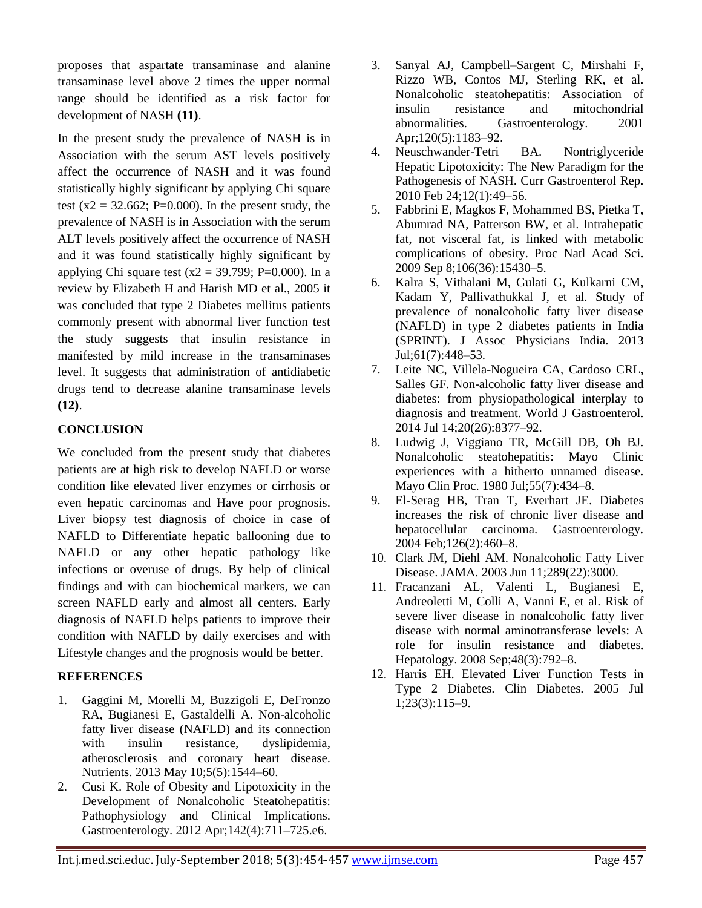proposes that aspartate transaminase and alanine transaminase level above 2 times the upper normal range should be identified as a risk factor for development of NASH **(11)**.

In the present study the prevalence of NASH is in Association with the serum AST levels positively affect the occurrence of NASH and it was found statistically highly significant by applying Chi square test ($x2 = 32.662$; $P=0.000$). In the present study, the prevalence of NASH is in Association with the serum ALT levels positively affect the occurrence of NASH and it was found statistically highly significant by applying Chi square test ($x2 = 39.799$; $P=0.000$). In a review by Elizabeth H and Harish MD et al., 2005 it was concluded that type 2 Diabetes mellitus patients commonly present with abnormal liver function test the study suggests that insulin resistance in manifested by mild increase in the transaminases level. It suggests that administration of antidiabetic drugs tend to decrease alanine transaminase levels **(12)**.

## CONCLUSION

We concluded from the present study that diabetes patients are at high risk to develop NAFLD or worse condition like elevated liver enzymes or cirrhosis or even hepatic carcinomas and Have poor prognosis. Liver biopsy test diagnosis of choice in case of NAFLD to Differentiate hepatic ballooning due to NAFLD or any other hepatic pathology like infections or overuse of drugs. By help of clinical findings and with can biochemical markers, we can screen NAFLD early and almost all centers. Early diagnosis of NAFLD helps patients to improve their condition with NAFLD by daily exercises and with Lifestyle changes and the prognosis would be better.

## REFERENCES

1. Gaggini M, Morelli M, Buzzigoli E, DeFronzo RA, Bugianesi E, Gastaldelli A. Non-alcoholic fatty liver disease (NAFLD) and its connection with insulin resistance, dyslipidemia, atherosclerosis and coronary heart disease. Nutrients. 2013 May 10;5(5):1544–60.
2. Cusi K. Role of Obesity and Lipotoxicity in the Development of Nonalcoholic Steatohepatitis: Pathophysiology and Clinical Implications. Gastroenterology. 2012 Apr;142(4):711–725.e6.
3. Sanyal AJ, Campbell–Sargent C, Mirshahi F, Rizzo WB, Contos MJ, Sterling RK, et al. Nonalcoholic steatohepatitis: Association of insulin resistance and mitochondrial abnormalities. Gastroenterology. 2001 Apr;120(5):1183–92.
4. Neuschwander-Tetri BA. Nontriglyceride Hepatic Lipotoxicity: The New Paradigm for the Pathogenesis of NASH. Curr Gastroenterol Rep. 2010 Feb 24;12(1):49–56.
5. Fabbrini E, Magkos F, Mohammed BS, Pietka T, Abumrad NA, Patterson BW, et al. Intrahepatic fat, not visceral fat, is linked with metabolic complications of obesity. Proc Natl Acad Sci. 2009 Sep 8;106(36):15430–5.
6. Kalra S, Vithalani M, Gulati G, Kulkarni CM, Kadam Y, Pallivathukkal J, et al. Study of prevalence of nonalcoholic fatty liver disease (NAFLD) in type 2 diabetes patients in India (SPRINT). J Assoc Physicians India. 2013 Jul;61(7):448–53.
7. Leite NC, Villela-Nogueira CA, Cardoso CRL, Salles GF. Non-alcoholic fatty liver disease and diabetes: from physiopathological interplay to diagnosis and treatment. World J Gastroenterol. 2014 Jul 14;20(26):8377–92.
8. Ludwig J, Viggiano TR, McGill DB, Oh BJ. Nonalcoholic steatohepatitis: Mayo Clinic experiences with a hitherto unnamed disease. Mayo Clin Proc. 1980 Jul;55(7):434–8.
9. El-Serag HB, Tran T, Everhart JE. Diabetes increases the risk of chronic liver disease and hepatocellular carcinoma. Gastroenterology. 2004 Feb;126(2):460–8.
10. Clark JM, Diehl AM. Nonalcoholic Fatty Liver Disease. JAMA. 2003 Jun 11;289(22):3000.
11. Fracanzani AL, Valenti L, Bugianesi E, Andreoletti M, Colli A, Vanni E, et al. Risk of severe liver disease in nonalcoholic fatty liver disease with normal aminotransferase levels: A role for insulin resistance and diabetes. Hepatology. 2008 Sep;48(3):792–8.
12. Harris EH. Elevated Liver Function Tests in Type 2 Diabetes. Clin Diabetes. 2005 Jul 1;23(3):115–9.